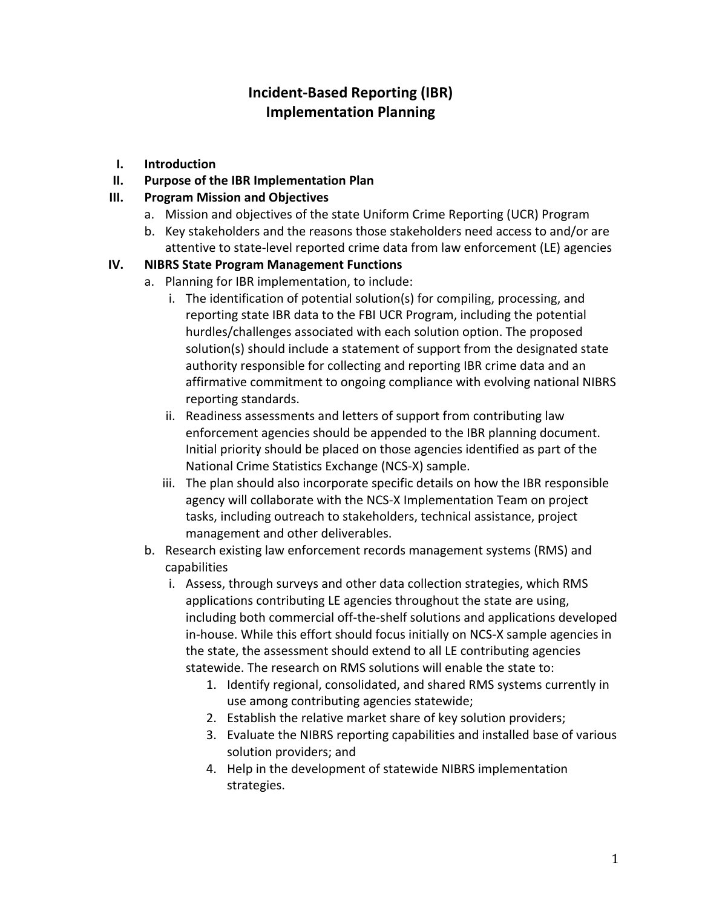# Incident-Based Reporting (IBR) Implementation Planning

I. **Introduction**

II. **Purpose of the IBR Implementation Plan**

III. **Program Mission and Objectives**

   a. Mission and objectives of the state Uniform Crime Reporting (UCR) Program

   b. Key stakeholders and the reasons those stakeholders need access to and/or are attentive to state-level reported crime data from law enforcement (LE) agencies

IV. **NIBRS State Program Management Functions**

   a. Planning for IBR implementation, to include:

      i. The identification of potential solution(s) for compiling, processing, and reporting state IBR data to the FBI UCR Program, including the potential hurdles/challenges associated with each solution option. The proposed solution(s) should include a statement of support from the designated state authority responsible for collecting and reporting IBR crime data and an affirmative commitment to ongoing compliance with evolving national NIBRS reporting standards.

      ii. Readiness assessments and letters of support from contributing law enforcement agencies should be appended to the IBR planning document. Initial priority should be placed on those agencies identified as part of the National Crime Statistics Exchange (NCS-X) sample.

      iii. The plan should also incorporate specific details on how the IBR responsible agency will collaborate with the NCS-X Implementation Team on project tasks, including outreach to stakeholders, technical assistance, project management and other deliverables.

   b. Research existing law enforcement records management systems (RMS) and capabilities

      i. Assess, through surveys and other data collection strategies, which RMS applications contributing LE agencies throughout the state are using, including both commercial off-the-shelf solutions and applications developed in-house. While this effort should focus initially on NCS-X sample agencies in the state, the assessment should extend to all LE contributing agencies statewide. The research on RMS solutions will enable the state to:

         1. Identify regional, consolidated, and shared RMS systems currently in use among contributing agencies statewide;
         2. Establish the relative market share of key solution providers;
         3. Evaluate the NIBRS reporting capabilities and installed base of various solution providers; and
         4. Help in the development of statewide NIBRS implementation strategies.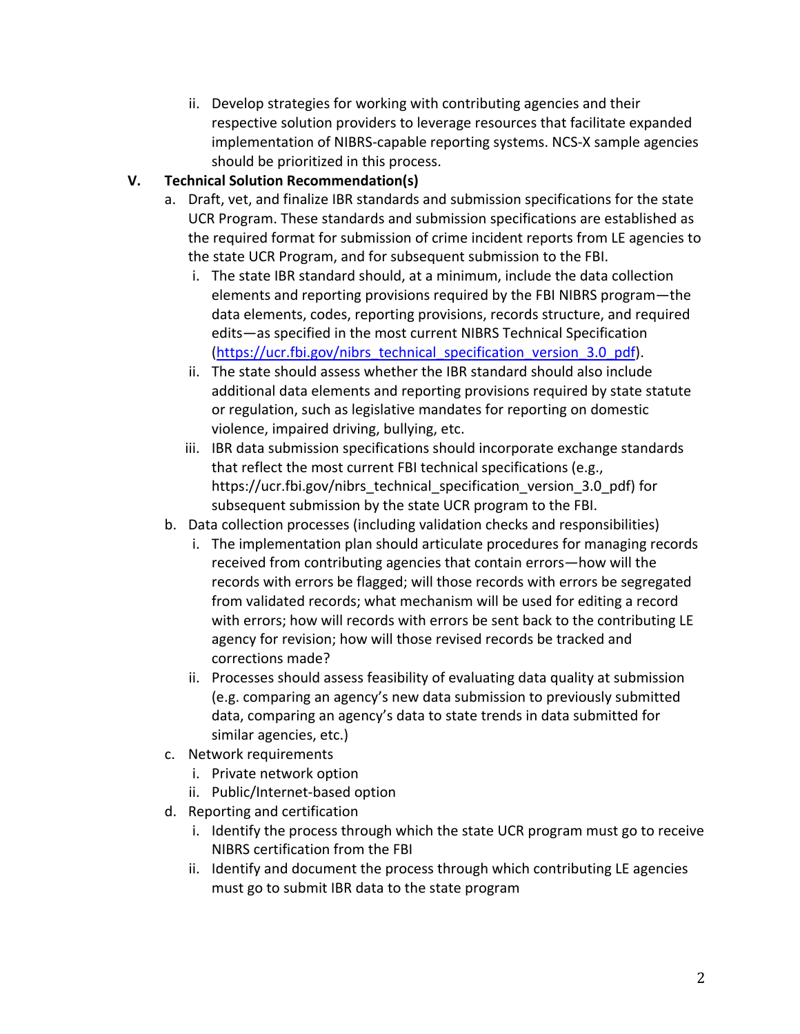ii. Develop strategies for working with contributing agencies and their respective solution providers to leverage resources that facilitate expanded implementation of NIBRS-capable reporting systems. NCS-X sample agencies should be prioritized in this process.

## V. Technical Solution Recommendation(s)

a. Draft, vet, and finalize IBR standards and submission specifications for the state UCR Program. These standards and submission specifications are established as the required format for submission of crime incident reports from LE agencies to the state UCR Program, and for subsequent submission to the FBI.

   i. The state IBR standard should, at a minimum, include the data collection elements and reporting provisions required by the FBI NIBRS program—the data elements, codes, reporting provisions, records structure, and required edits—as specified in the most current NIBRS Technical Specification ([https://ucr.fbi.gov/nibrs_technical_specification_version_3.0_pdf](https://ucr.fbi.gov/nibrs_technical_specification_version_3.0_pdf)).

   ii. The state should assess whether the IBR standard should also include additional data elements and reporting provisions required by state statute or regulation, such as legislative mandates for reporting on domestic violence, impaired driving, bullying, etc.

   iii. IBR data submission specifications should incorporate exchange standards that reflect the most current FBI technical specifications (e.g., https://ucr.fbi.gov/nibrs_technical_specification_version_3.0_pdf) for subsequent submission by the state UCR program to the FBI.

b. Data collection processes (including validation checks and responsibilities)

   i. The implementation plan should articulate procedures for managing records received from contributing agencies that contain errors—how will the records with errors be flagged; will those records with errors be segregated from validated records; what mechanism will be used for editing a record with errors; how will records with errors be sent back to the contributing LE agency for revision; how will those revised records be tracked and corrections made?

   ii. Processes should assess feasibility of evaluating data quality at submission (e.g. comparing an agency's new data submission to previously submitted data, comparing an agency's data to state trends in data submitted for similar agencies, etc.)

c. Network requirements

   i. Private network option

   ii. Public/Internet-based option

d. Reporting and certification

   i. Identify the process through which the state UCR program must go to receive NIBRS certification from the FBI

   ii. Identify and document the process through which contributing LE agencies must go to submit IBR data to the state program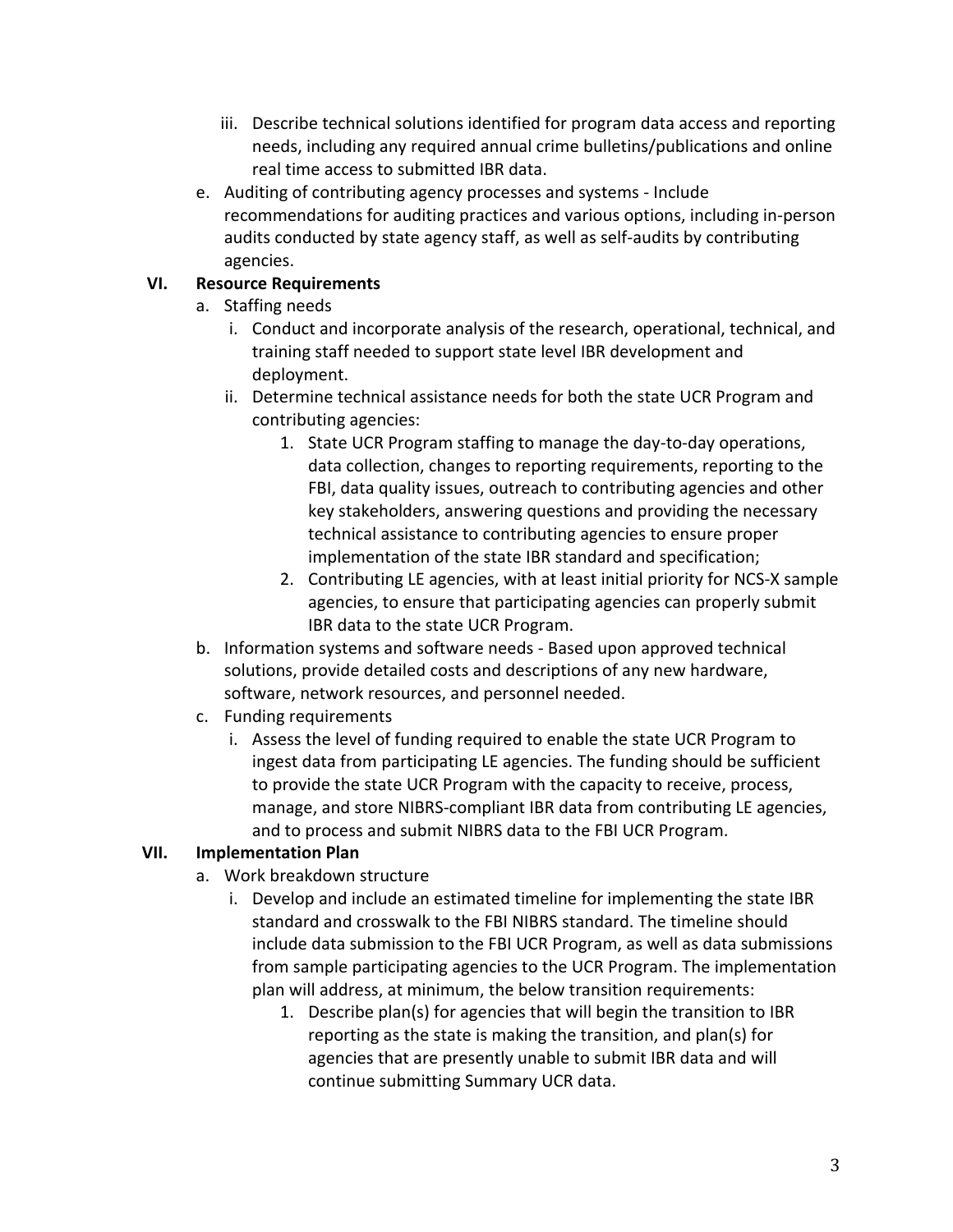iii. Describe technical solutions identified for program data access and reporting needs, including any required annual crime bulletins/publications and online real time access to submitted IBR data.

e. Auditing of contributing agency processes and systems - Include recommendations for auditing practices and various options, including in-person audits conducted by state agency staff, as well as self-audits by contributing agencies.

## VI. Resource Requirements

a. Staffing needs
   i. Conduct and incorporate analysis of the research, operational, technical, and training staff needed to support state level IBR development and deployment.
   ii. Determine technical assistance needs for both the state UCR Program and contributing agencies:
      1. State UCR Program staffing to manage the day-to-day operations, data collection, changes to reporting requirements, reporting to the FBI, data quality issues, outreach to contributing agencies and other key stakeholders, answering questions and providing the necessary technical assistance to contributing agencies to ensure proper implementation of the state IBR standard and specification;
      2. Contributing LE agencies, with at least initial priority for NCS-X sample agencies, to ensure that participating agencies can properly submit IBR data to the state UCR Program.

b. Information systems and software needs - Based upon approved technical solutions, provide detailed costs and descriptions of any new hardware, software, network resources, and personnel needed.

c. Funding requirements
   i. Assess the level of funding required to enable the state UCR Program to ingest data from participating LE agencies. The funding should be sufficient to provide the state UCR Program with the capacity to receive, process, manage, and store NIBRS-compliant IBR data from contributing LE agencies, and to process and submit NIBRS data to the FBI UCR Program.

## VII. Implementation Plan

a. Work breakdown structure
   i. Develop and include an estimated timeline for implementing the state IBR standard and crosswalk to the FBI NIBRS standard. The timeline should include data submission to the FBI UCR Program, as well as data submissions from sample participating agencies to the UCR Program. The implementation plan will address, at minimum, the below transition requirements:
      1. Describe plan(s) for agencies that will begin the transition to IBR reporting as the state is making the transition, and plan(s) for agencies that are presently unable to submit IBR data and will continue submitting Summary UCR data.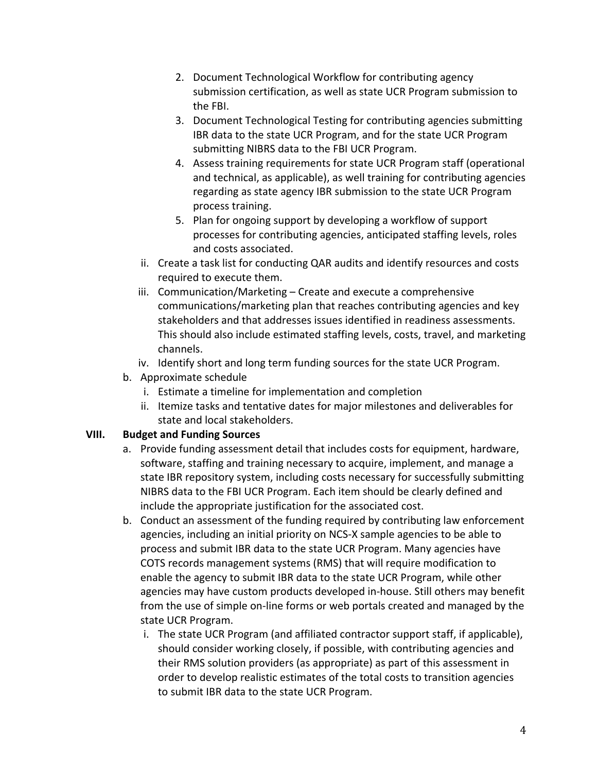2. Document Technological Workflow for contributing agency submission certification, as well as state UCR Program submission to the FBI.
3. Document Technological Testing for contributing agencies submitting IBR data to the state UCR Program, and for the state UCR Program submitting NIBRS data to the FBI UCR Program.
4. Assess training requirements for state UCR Program staff (operational and technical, as applicable), as well training for contributing agencies regarding as state agency IBR submission to the state UCR Program process training.
5. Plan for ongoing support by developing a workflow of support processes for contributing agencies, anticipated staffing levels, roles and costs associated.

ii. Create a task list for conducting QAR audits and identify resources and costs required to execute them.

iii. Communication/Marketing – Create and execute a comprehensive communications/marketing plan that reaches contributing agencies and key stakeholders and that addresses issues identified in readiness assessments. This should also include estimated staffing levels, costs, travel, and marketing channels.

iv. Identify short and long term funding sources for the state UCR Program.

b. Approximate schedule

i. Estimate a timeline for implementation and completion

ii. Itemize tasks and tentative dates for major milestones and deliverables for state and local stakeholders.

**VIII. Budget and Funding Sources**

a. Provide funding assessment detail that includes costs for equipment, hardware, software, staffing and training necessary to acquire, implement, and manage a state IBR repository system, including costs necessary for successfully submitting NIBRS data to the FBI UCR Program. Each item should be clearly defined and include the appropriate justification for the associated cost.

b. Conduct an assessment of the funding required by contributing law enforcement agencies, including an initial priority on NCS-X sample agencies to be able to process and submit IBR data to the state UCR Program. Many agencies have COTS records management systems (RMS) that will require modification to enable the agency to submit IBR data to the state UCR Program, while other agencies may have custom products developed in-house. Still others may benefit from the use of simple on-line forms or web portals created and managed by the state UCR Program.

i. The state UCR Program (and affiliated contractor support staff, if applicable), should consider working closely, if possible, with contributing agencies and their RMS solution providers (as appropriate) as part of this assessment in order to develop realistic estimates of the total costs to transition agencies to submit IBR data to the state UCR Program.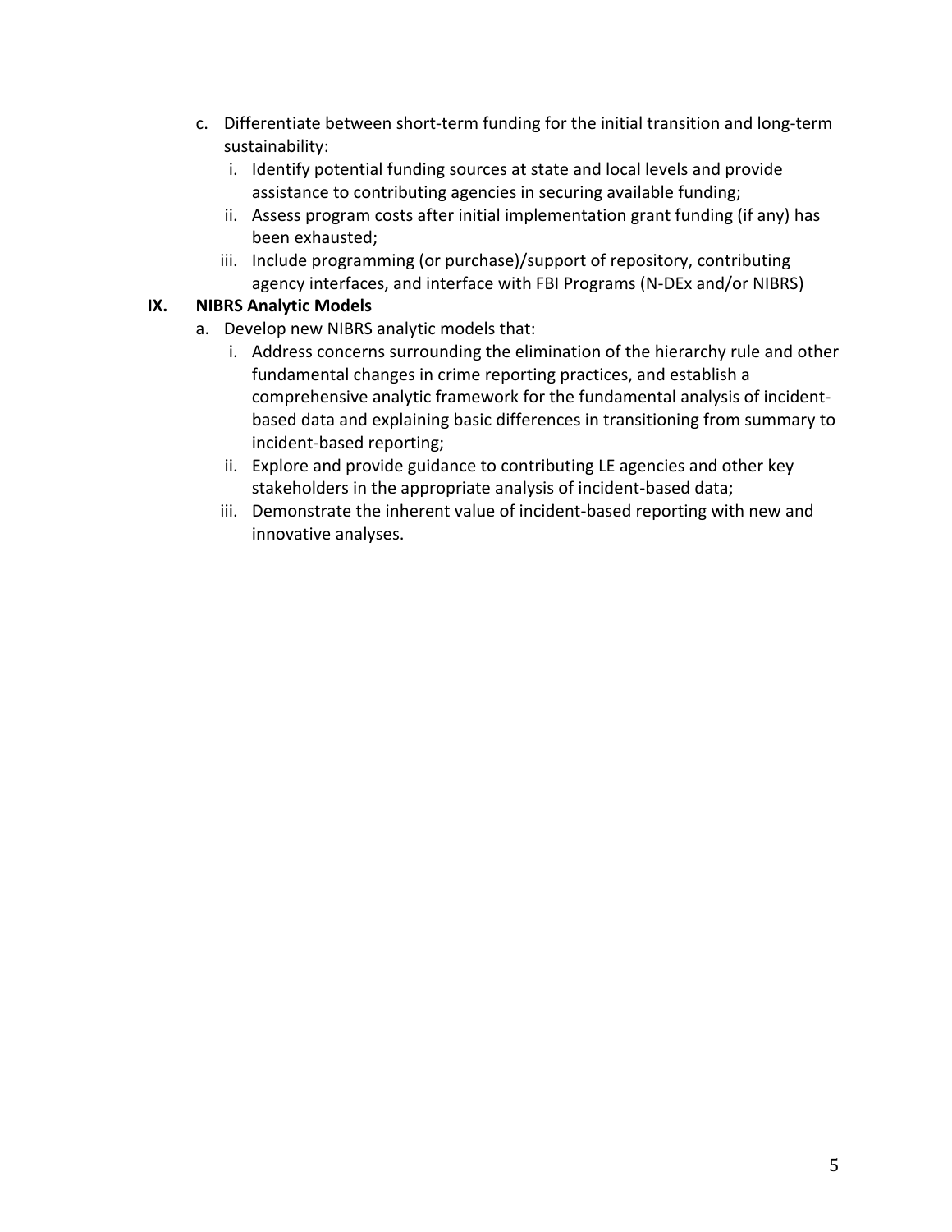c. Differentiate between short-term funding for the initial transition and long-term sustainability:
   i. Identify potential funding sources at state and local levels and provide assistance to contributing agencies in securing available funding;
   ii. Assess program costs after initial implementation grant funding (if any) has been exhausted;
   iii. Include programming (or purchase)/support of repository, contributing agency interfaces, and interface with FBI Programs (N-DEx and/or NIBRS)

**IX. NIBRS Analytic Models**

a. Develop new NIBRS analytic models that:
   i. Address concerns surrounding the elimination of the hierarchy rule and other fundamental changes in crime reporting practices, and establish a comprehensive analytic framework for the fundamental analysis of incident-based data and explaining basic differences in transitioning from summary to incident-based reporting;
   ii. Explore and provide guidance to contributing LE agencies and other key stakeholders in the appropriate analysis of incident-based data;
   iii. Demonstrate the inherent value of incident-based reporting with new and innovative analyses.